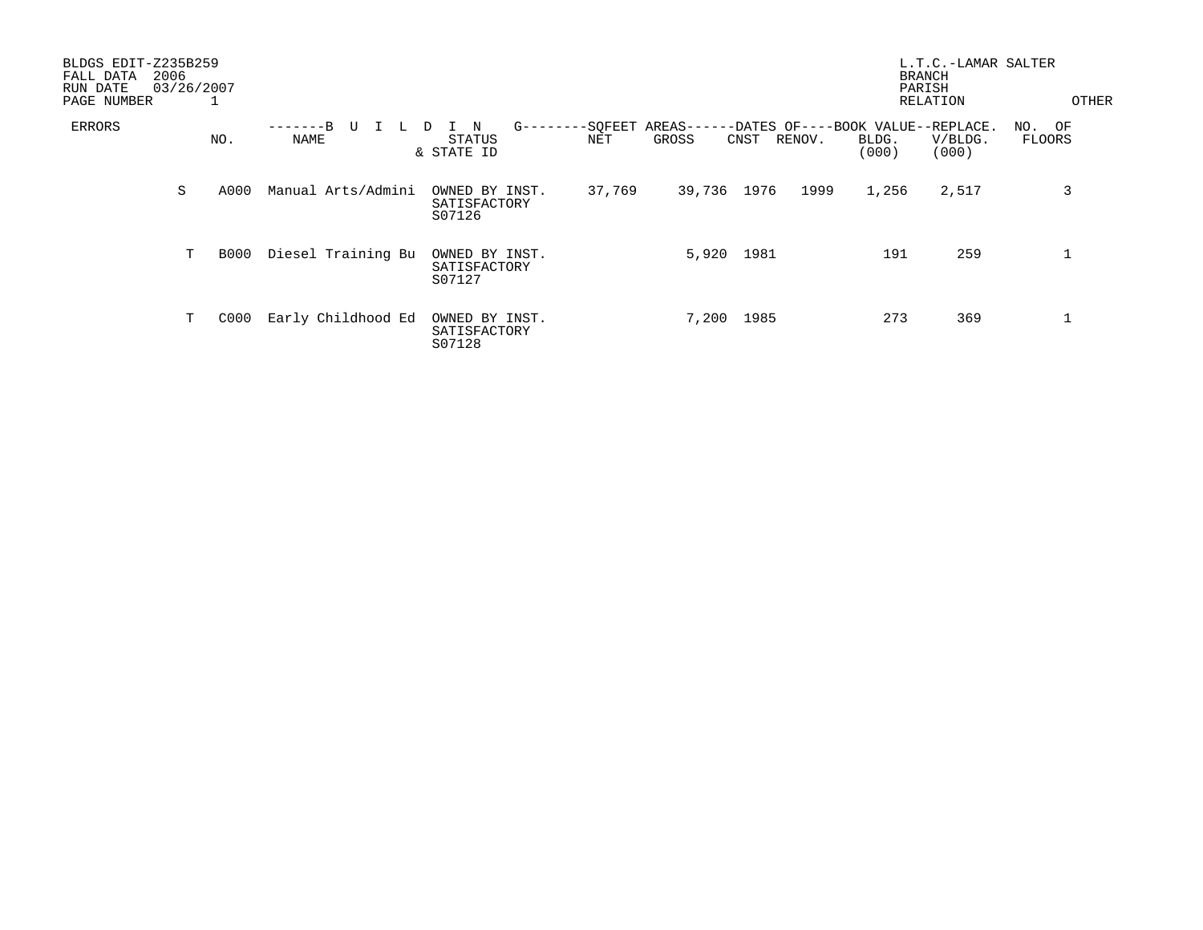BLDGS EDIT-Z235B259
FALL DATA 2006
RUN DATE 03/26/2007
PAGE NUMBER 1

L.T.C.-LAMAR SALTER
BRANCH
PARISH
RELATION

OTHER

| ERRORS | NO. | NAME | STATUS & STATE ID | SQFEET AREAS NET | SQFEET AREAS GROSS | DATES OF CNST | DATES OF RENOV. | BOOK VALUE BLDG. (000) | REPLACE. V/BLDG. (000) | NO. OF FLOORS |
|---|---|---|---|---|---|---|---|---|---|---|
| S | A000 | Manual Arts/Admini | OWNED BY INST. SATISFACTORY S07126 | 37,769 | 39,736 | 1976 | 1999 | 1,256 | 2,517 | 3 |
| T | B000 | Diesel Training Bu | OWNED BY INST. SATISFACTORY S07127 | | 5,920 | 1981 | | 191 | 259 | 1 |
| T | C000 | Early Childhood Ed | OWNED BY INST. SATISFACTORY S07128 | | 7,200 | 1985 | | 273 | 369 | 1 |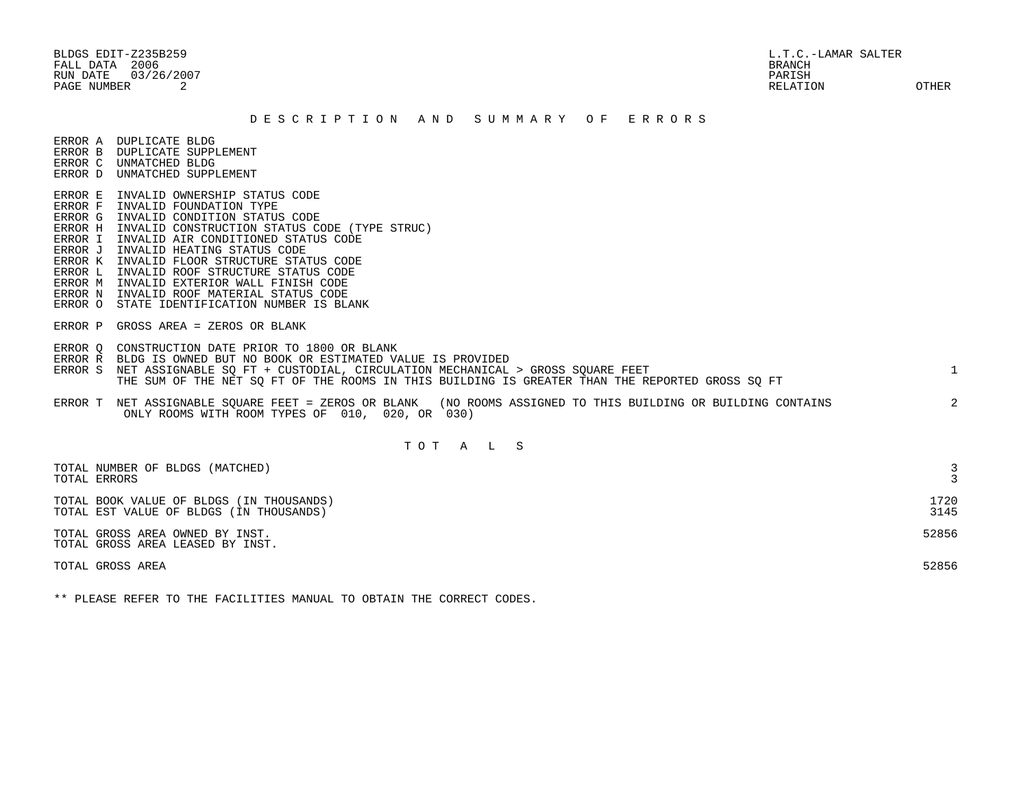BLDGS EDIT-Z235B259
FALL DATA 2006
RUN DATE 03/26/2007
PAGE NUMBER 2

L.T.C.-LAMAR SALTER
BRANCH
PARISH
RELATION OTHER

## D E S C R I P T I O N   A N D   S U M M A R Y   O F   E R R O R S

| | | |
|---|---|---|
| ERROR A | DUPLICATE BLDG | |
| ERROR B | DUPLICATE SUPPLEMENT | |
| ERROR C | UNMATCHED BLDG | |
| ERROR D | UNMATCHED SUPPLEMENT | |
| ERROR E | INVALID OWNERSHIP STATUS CODE | |
| ERROR F | INVALID FOUNDATION TYPE | |
| ERROR G | INVALID CONDITION STATUS CODE | |
| ERROR H | INVALID CONSTRUCTION STATUS CODE (TYPE STRUC) | |
| ERROR I | INVALID AIR CONDITIONED STATUS CODE | |
| ERROR J | INVALID HEATING STATUS CODE | |
| ERROR K | INVALID FLOOR STRUCTURE STATUS CODE | |
| ERROR L | INVALID ROOF STRUCTURE STATUS CODE | |
| ERROR M | INVALID EXTERIOR WALL FINISH CODE | |
| ERROR N | INVALID ROOF MATERIAL STATUS CODE | |
| ERROR O | STATE IDENTIFICATION NUMBER IS BLANK | |
| ERROR P | GROSS AREA = ZEROS OR BLANK | |
| ERROR Q | CONSTRUCTION DATE PRIOR TO 1800 OR BLANK | |
| ERROR R | BLDG IS OWNED BUT NO BOOK OR ESTIMATED VALUE IS PROVIDED | |
| ERROR S | NET ASSIGNABLE SQ FT + CUSTODIAL, CIRCULATION MECHANICAL > GROSS SQUARE FEET<br>THE SUM OF THE NET SQ FT OF THE ROOMS IN THIS BUILDING IS GREATER THAN THE REPORTED GROSS SQ FT | 1 |
| ERROR T | NET ASSIGNABLE SQUARE FEET = ZEROS OR BLANK (NO ROOMS ASSIGNED TO THIS BUILDING OR BUILDING CONTAINS ONLY ROOMS WITH ROOM TYPES OF 010, 020, OR 030) | 2 |

## T O T A L S

| | |
|---|---|
| TOTAL NUMBER OF BLDGS (MATCHED) | 3 |
| TOTAL ERRORS | 3 |
| TOTAL BOOK VALUE OF BLDGS (IN THOUSANDS) | 1720 |
| TOTAL EST VALUE OF BLDGS (IN THOUSANDS) | 3145 |
| TOTAL GROSS AREA OWNED BY INST. | 52856 |
| TOTAL GROSS AREA LEASED BY INST. | |
| TOTAL GROSS AREA | 52856 |

** PLEASE REFER TO THE FACILITIES MANUAL TO OBTAIN THE CORRECT CODES.